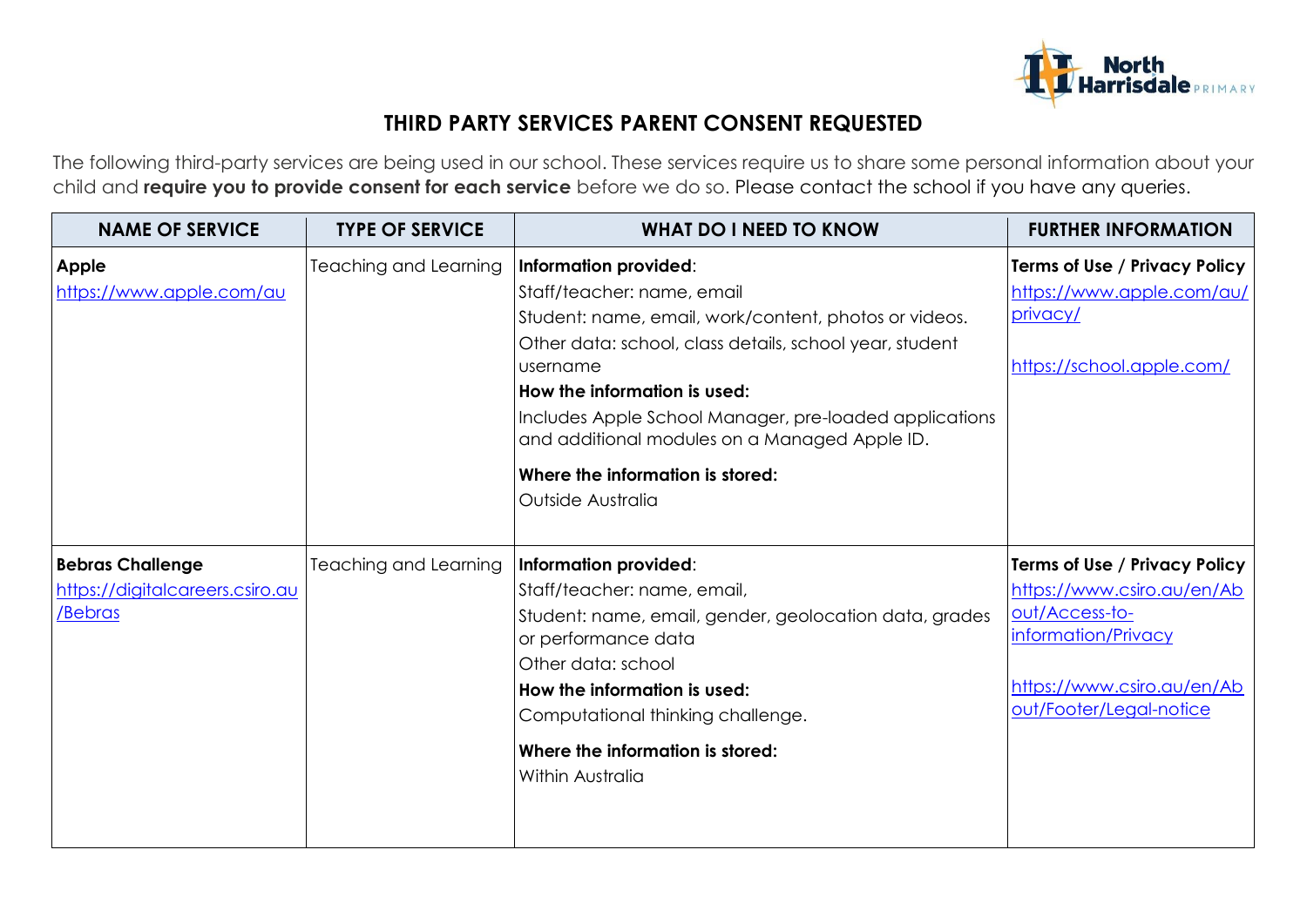# THIRD PARTY SERVICES PARENT CONSENT REQUESTED

The following third-party services are being used in our school. These services require us to share some personal information about your child and **require you to provide consent for each service** before we do so. Please contact the school if you have any queries.

| NAME OF SERVICE | TYPE OF SERVICE | WHAT DO I NEED TO KNOW | FURTHER INFORMATION |
|---|---|---|---|
| **Apple**<br>https://www.apple.com/au | Teaching and Learning | **Information provided**:<br>Staff/teacher: name, email<br>Student: name, email, work/content, photos or videos.<br>Other data: school, class details, school year, student username<br>**How the information is used:**<br>Includes Apple School Manager, pre-loaded applications and additional modules on a Managed Apple ID.<br>**Where the information is stored:**<br>Outside Australia | **Terms of Use / Privacy Policy**<br>https://www.apple.com/au/privacy/<br><br>https://school.apple.com/ |
| **Bebras Challenge**<br>https://digitalcareers.csiro.au/Bebras | Teaching and Learning | **Information provided**:<br>Staff/teacher: name, email,<br>Student: name, email, gender, geolocation data, grades or performance data<br>Other data: school<br>**How the information is used:**<br>Computational thinking challenge.<br>**Where the information is stored:**<br>Within Australia | **Terms of Use / Privacy Policy**<br>https://www.csiro.au/en/About/Access-to-information/Privacy<br><br>https://www.csiro.au/en/About/Footer/Legal-notice |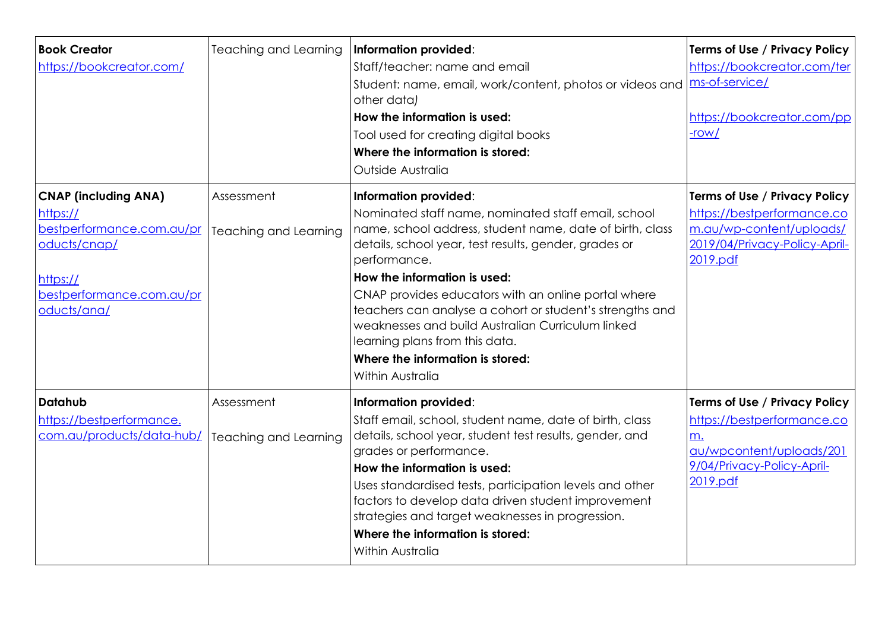| | | | |
|---|---|---|---|
| **Book Creator**<br>https://bookcreator.com/ | Teaching and Learning | **Information provided**:<br>Staff/teacher: name and email<br>Student: name, email, work/content, photos or videos and other data*)*<br>**How the information is used:**<br>Tool used for creating digital books<br>**Where the information is stored:**<br>Outside Australia | **Terms of Use / Privacy Policy**<br>https://bookcreator.com/terms-of-service/<br><br>https://bookcreator.com/pp-row/ |
| **CNAP (including ANA)**<br>https://bestperformance.com.au/products/cnap/<br><br>https://bestperformance.com.au/products/ana/ | Assessment<br><br>Teaching and Learning | **Information provided**:<br>Nominated staff name, nominated staff email, school name, school address, student name, date of birth, class details, school year, test results, gender, grades or performance.<br>**How the information is used:**<br>CNAP provides educators with an online portal where teachers can analyse a cohort or student's strengths and weaknesses and build Australian Curriculum linked learning plans from this data.<br>**Where the information is stored:**<br>Within Australia | **Terms of Use / Privacy Policy**<br>https://bestperformance.com.au/wp-content/uploads/2019/04/Privacy-Policy-April-2019.pdf |
| **Datahub**<br>https://bestperformance.com.au/products/data-hub/ | Assessment<br><br>Teaching and Learning | **Information provided**:<br>Staff email, school, student name, date of birth, class details, school year, student test results, gender, and grades or performance.<br>**How the information is used:**<br>Uses standardised tests, participation levels and other factors to develop data driven student improvement strategies and target weaknesses in progression.<br>**Where the information is stored:**<br>Within Australia | **Terms of Use / Privacy Policy**<br>https://bestperformance.com.au/wpcontent/uploads/2019/04/Privacy-Policy-April-2019.pdf |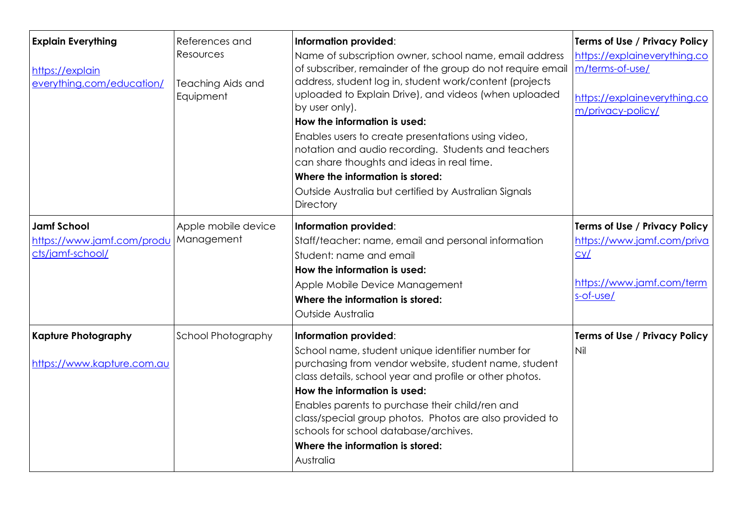| | | | |
|---|---|---|---|
| **Explain Everything**<br><br>https://explaineverything.com/education/ | References and Resources<br><br>Teaching Aids and Equipment | **Information provided**:<br>Name of subscription owner, school name, email address of subscriber, remainder of the group do not require email address, student log in, student work/content (projects uploaded to Explain Drive), and videos (when uploaded by user only).<br>**How the information is used:**<br>Enables users to create presentations using video, notation and audio recording. Students and teachers can share thoughts and ideas in real time.<br>**Where the information is stored:**<br>Outside Australia but certified by Australian Signals Directory | **Terms of Use / Privacy Policy**<br>https://explaineverything.com/terms-of-use/<br><br>https://explaineverything.com/privacy-policy/ |
| **Jamf School**<br>https://www.jamf.com/products/jamf-school/ | Apple mobile device Management | **Information provided**:<br>Staff/teacher: name, email and personal information<br>Student: name and email<br>**How the information is used:**<br>Apple Mobile Device Management<br>**Where the information is stored:**<br>Outside Australia | **Terms of Use / Privacy Policy**<br>https://www.jamf.com/privacy/<br><br>https://www.jamf.com/terms-of-use/ |
| **Kapture Photography**<br><br>https://www.kapture.com.au | School Photography | **Information provided**:<br>School name, student unique identifier number for purchasing from vendor website, student name, student class details, school year and profile or other photos.<br>**How the information is used:**<br>Enables parents to purchase their child/ren and class/special group photos. Photos are also provided to schools for school database/archives.<br>**Where the information is stored:**<br>Australia | **Terms of Use / Privacy Policy**<br>Nil |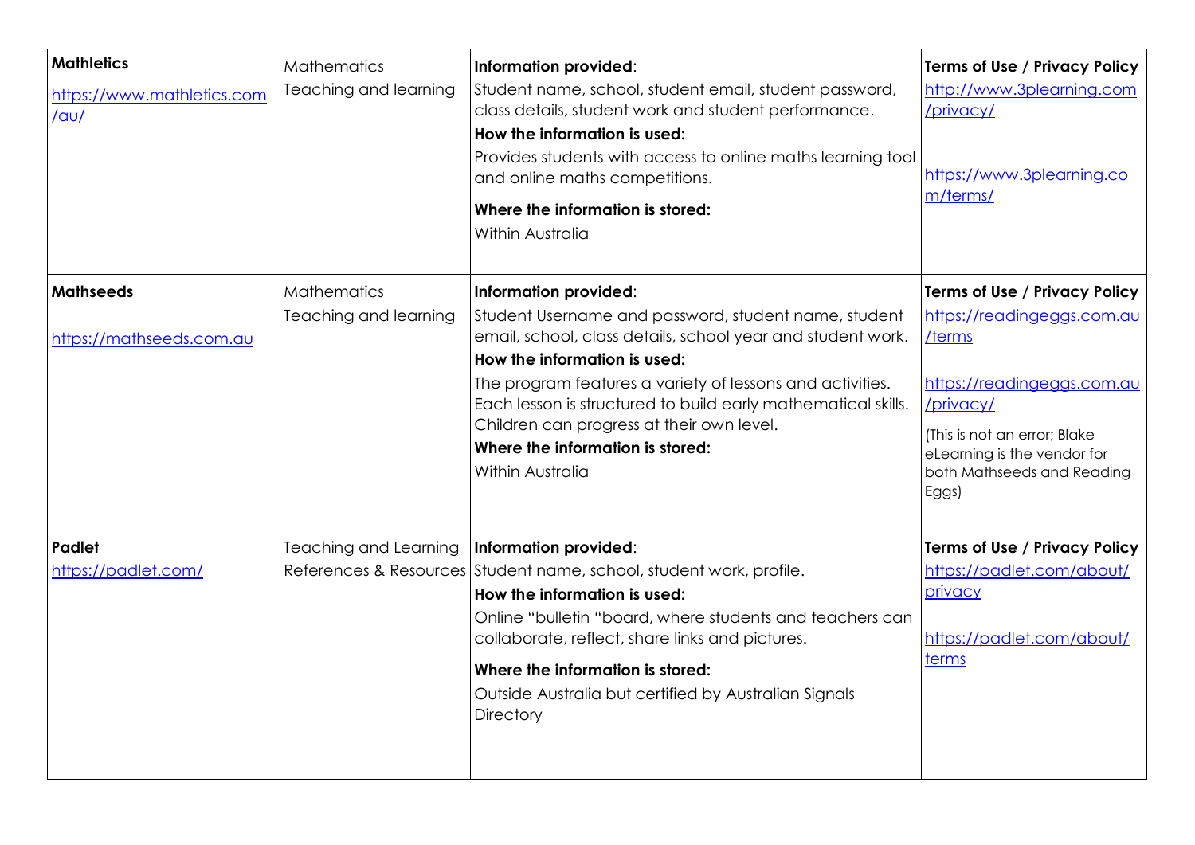| | | | |
|---|---|---|---|
| **Mathletics**<br><br>https://www.mathletics.com/au/ | Mathematics<br>Teaching and learning | **Information provided**:<br>Student name, school, student email, student password, class details, student work and student performance.<br>**How the information is used:**<br>Provides students with access to online maths learning tool and online maths competitions.<br>**Where the information is stored:**<br>Within Australia | **Terms of Use / Privacy Policy**<br>http://www.3plearning.com/privacy/<br><br>https://www.3plearning.com/terms/ |
| **Mathseeds**<br><br>https://mathseeds.com.au | Mathematics<br>Teaching and learning | **Information provided**:<br>Student Username and password, student name, student email, school, class details, school year and student work.<br>**How the information is used:**<br>The program features a variety of lessons and activities. Each lesson is structured to build early mathematical skills. Children can progress at their own level.<br>**Where the information is stored:**<br>Within Australia | **Terms of Use / Privacy Policy**<br>https://readingeggs.com.au/terms<br><br>https://readingeggs.com.au/privacy/<br><br>(This is not an error; Blake eLearning is the vendor for both Mathseeds and Reading Eggs) |
| **Padlet**<br>https://padlet.com/ | Teaching and Learning<br>References & Resources | **Information provided**:<br>Student name, school, student work, profile.<br>**How the information is used:**<br>Online "bulletin "board, where students and teachers can collaborate, reflect, share links and pictures.<br>**Where the information is stored:**<br>Outside Australia but certified by Australian Signals Directory | **Terms of Use / Privacy Policy**<br>https://padlet.com/about/privacy<br><br>https://padlet.com/about/terms |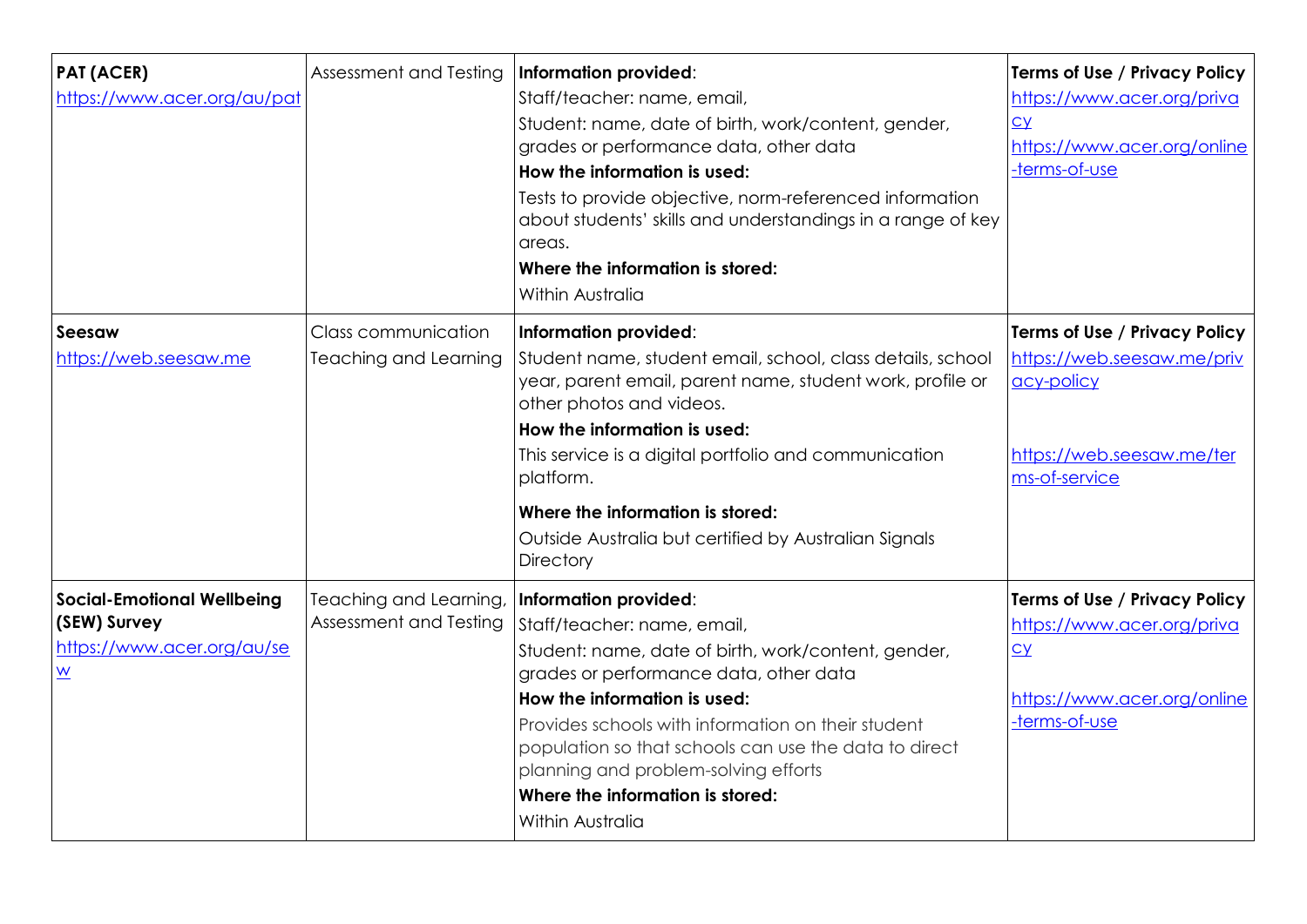| PAT (ACER) https://www.acer.org/au/pat | Assessment and Testing | **Information provided**: Staff/teacher: name, email, Student: name, date of birth, work/content, gender, grades or performance data, other data **How the information is used:** Tests to provide objective, norm-referenced information about students' skills and understandings in a range of key areas. **Where the information is stored:** Within Australia | **Terms of Use / Privacy Policy** https://www.acer.org/privacy https://www.acer.org/online-terms-of-use |
|---|---|---|---|
| **Seesaw** https://web.seesaw.me | Class communication Teaching and Learning | **Information provided**: Student name, student email, school, class details, school year, parent email, parent name, student work, profile or other photos and videos. **How the information is used:** This service is a digital portfolio and communication platform. **Where the information is stored:** Outside Australia but certified by Australian Signals Directory | **Terms of Use / Privacy Policy** https://web.seesaw.me/privacy-policy https://web.seesaw.me/terms-of-service |
| **Social-Emotional Wellbeing (SEW) Survey** https://www.acer.org/au/sew | Teaching and Learning, Assessment and Testing | **Information provided**: Staff/teacher: name, email, Student: name, date of birth, work/content, gender, grades or performance data, other data **How the information is used:** Provides schools with information on their student population so that schools can use the data to direct planning and problem-solving efforts **Where the information is stored:** Within Australia | **Terms of Use / Privacy Policy** https://www.acer.org/privacy https://www.acer.org/online-terms-of-use |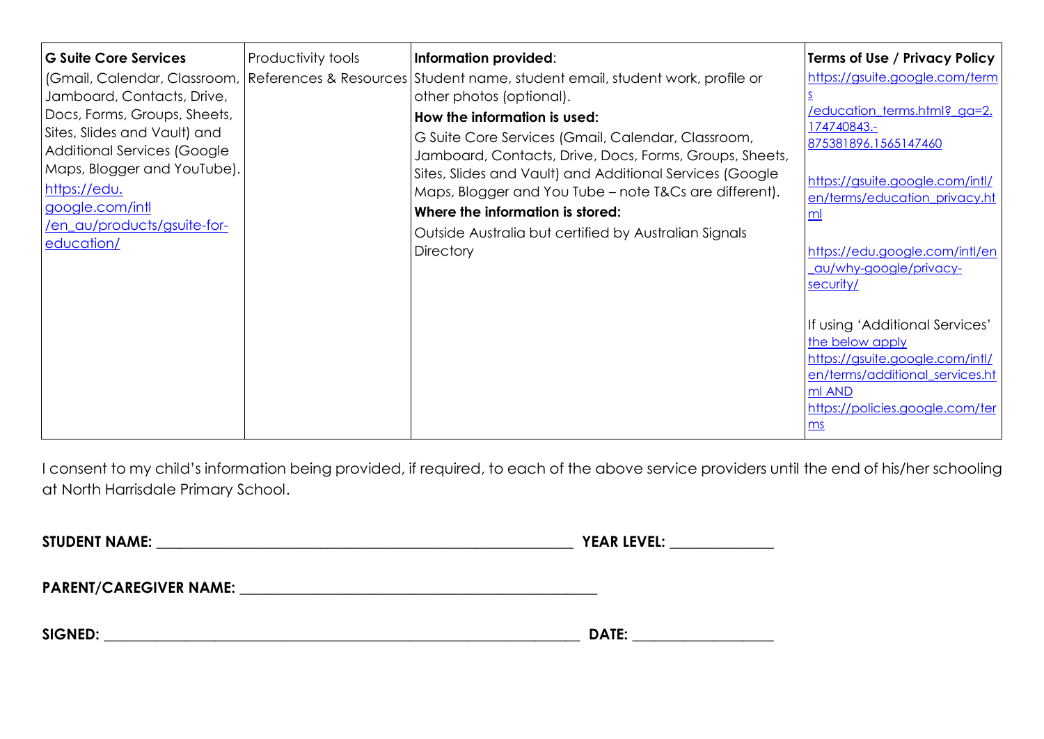| | | | |
|---|---|---|---|
| **G Suite Core Services** (Gmail, Calendar, Classroom, Jamboard, Contacts, Drive, Docs, Forms, Groups, Sheets, Sites, Slides and Vault) and Additional Services (Google Maps, Blogger and YouTube). https://edu.google.com/intl/en_au/products/gsuite-for-education/ | Productivity tools References & Resources | **Information provided**: Student name, student email, student work, profile or other photos (optional). **How the information is used:** G Suite Core Services (Gmail, Calendar, Classroom, Jamboard, Contacts, Drive, Docs, Forms, Groups, Sheets, Sites, Slides and Vault) and Additional Services (Google Maps, Blogger and You Tube – note T&Cs are different). **Where the information is stored:** Outside Australia but certified by Australian Signals Directory | **Terms of Use / Privacy Policy** https://gsuite.google.com/terms/education_terms.html?_ga=2.174740843.-875381896.1565147460 https://gsuite.google.com/intl/en/terms/education_privacy.html https://edu.google.com/intl/en_au/why-google/privacy-security/ If using 'Additional Services' the below apply https://gsuite.google.com/intl/en/terms/additional_services.html AND https://policies.google.com/terms |

I consent to my child's information being provided, if required, to each of the above service providers until the end of his/her schooling at North Harrisdale Primary School.

**STUDENT NAME:** ______________________________ **YEAR LEVEL:** ______________

**PARENT/CAREGIVER NAME:** ______________________________

**SIGNED:** ______________________________ **DATE:** ______________